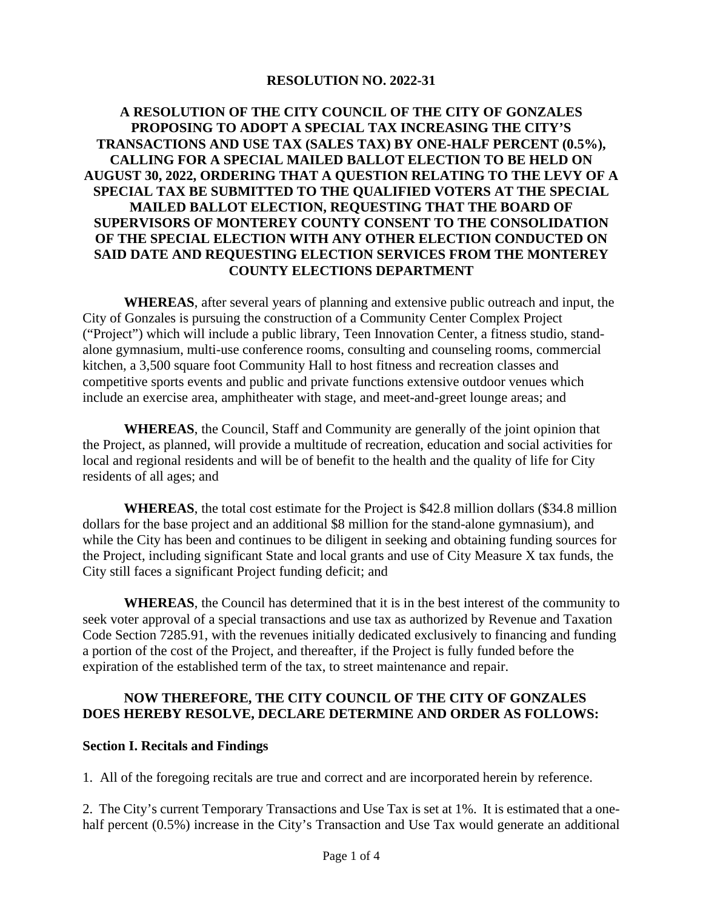**RESOLUTION NO. 2022-31**

**A RESOLUTION OF THE CITY COUNCIL OF THE CITY OF GONZALES PROPOSING TO ADOPT A SPECIAL TAX INCREASING THE CITY'S TRANSACTIONS AND USE TAX (SALES TAX) BY ONE-HALF PERCENT (0.5%), CALLING FOR A SPECIAL MAILED BALLOT ELECTION TO BE HELD ON AUGUST 30, 2022, ORDERING THAT A QUESTION RELATING TO THE LEVY OF A SPECIAL TAX BE SUBMITTED TO THE QUALIFIED VOTERS AT THE SPECIAL MAILED BALLOT ELECTION, REQUESTING THAT THE BOARD OF SUPERVISORS OF MONTEREY COUNTY CONSENT TO THE CONSOLIDATION OF THE SPECIAL ELECTION WITH ANY OTHER ELECTION CONDUCTED ON SAID DATE AND REQUESTING ELECTION SERVICES FROM THE MONTEREY COUNTY ELECTIONS DEPARTMENT**

**WHEREAS**, after several years of planning and extensive public outreach and input, the City of Gonzales is pursuing the construction of a Community Center Complex Project ("Project") which will include a public library, Teen Innovation Center, a fitness studio, stand-alone gymnasium, multi-use conference rooms, consulting and counseling rooms, commercial kitchen, a 3,500 square foot Community Hall to host fitness and recreation classes and competitive sports events and public and private functions extensive outdoor venues which include an exercise area, amphitheater with stage, and meet-and-greet lounge areas; and

**WHEREAS**, the Council, Staff and Community are generally of the joint opinion that the Project, as planned, will provide a multitude of recreation, education and social activities for local and regional residents and will be of benefit to the health and the quality of life for City residents of all ages; and

**WHEREAS**, the total cost estimate for the Project is $42.8 million dollars ($34.8 million dollars for the base project and an additional $8 million for the stand-alone gymnasium), and while the City has been and continues to be diligent in seeking and obtaining funding sources for the Project, including significant State and local grants and use of City Measure X tax funds, the City still faces a significant Project funding deficit; and

**WHEREAS**, the Council has determined that it is in the best interest of the community to seek voter approval of a special transactions and use tax as authorized by Revenue and Taxation Code Section 7285.91, with the revenues initially dedicated exclusively to financing and funding a portion of the cost of the Project, and thereafter, if the Project is fully funded before the expiration of the established term of the tax, to street maintenance and repair.

**NOW THEREFORE, THE CITY COUNCIL OF THE CITY OF GONZALES DOES HEREBY RESOLVE, DECLARE DETERMINE AND ORDER AS FOLLOWS:**

**Section I. Recitals and Findings**

1. All of the foregoing recitals are true and correct and are incorporated herein by reference.

2. The City's current Temporary Transactions and Use Tax is set at 1%. It is estimated that a one-half percent (0.5%) increase in the City's Transaction and Use Tax would generate an additional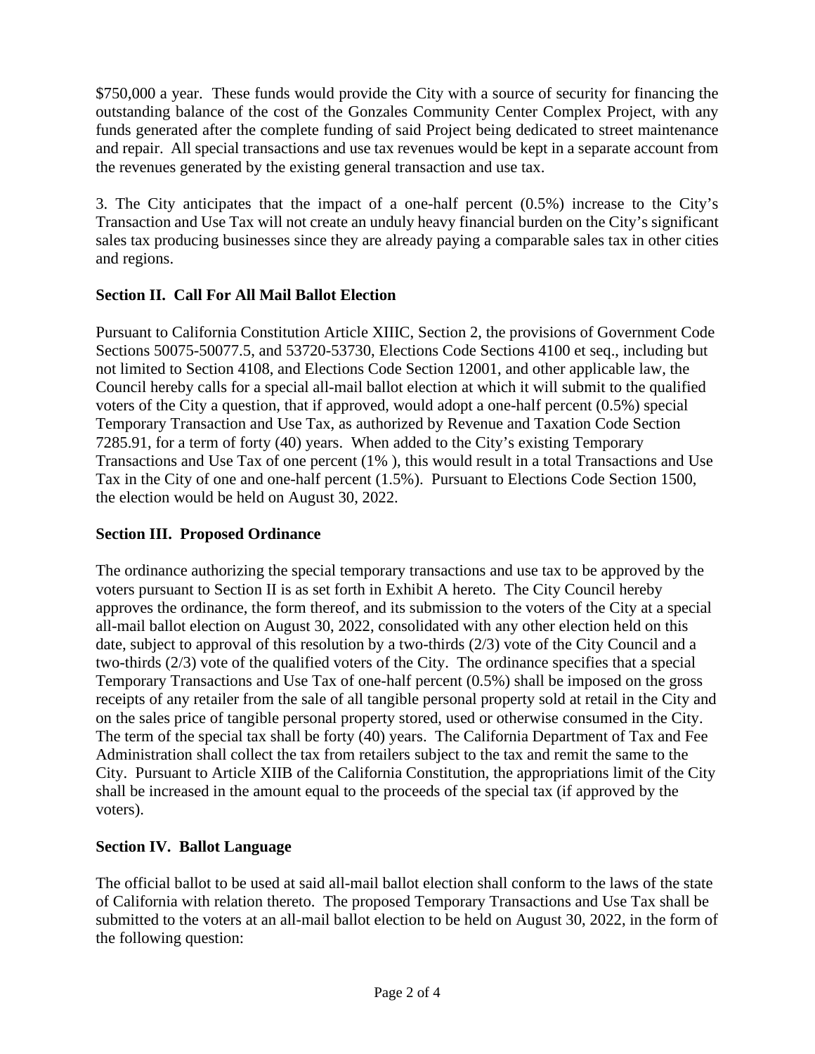$750,000 a year. These funds would provide the City with a source of security for financing the outstanding balance of the cost of the Gonzales Community Center Complex Project, with any funds generated after the complete funding of said Project being dedicated to street maintenance and repair. All special transactions and use tax revenues would be kept in a separate account from the revenues generated by the existing general transaction and use tax.

3. The City anticipates that the impact of a one-half percent (0.5%) increase to the City's Transaction and Use Tax will not create an unduly heavy financial burden on the City's significant sales tax producing businesses since they are already paying a comparable sales tax in other cities and regions.

**Section II. Call For All Mail Ballot Election**

Pursuant to California Constitution Article XIIIC, Section 2, the provisions of Government Code Sections 50075-50077.5, and 53720-53730, Elections Code Sections 4100 et seq., including but not limited to Section 4108, and Elections Code Section 12001, and other applicable law, the Council hereby calls for a special all-mail ballot election at which it will submit to the qualified voters of the City a question, that if approved, would adopt a one-half percent (0.5%) special Temporary Transaction and Use Tax, as authorized by Revenue and Taxation Code Section 7285.91, for a term of forty (40) years. When added to the City's existing Temporary Transactions and Use Tax of one percent (1% ), this would result in a total Transactions and Use Tax in the City of one and one-half percent (1.5%). Pursuant to Elections Code Section 1500, the election would be held on August 30, 2022.

**Section III. Proposed Ordinance**

The ordinance authorizing the special temporary transactions and use tax to be approved by the voters pursuant to Section II is as set forth in Exhibit A hereto. The City Council hereby approves the ordinance, the form thereof, and its submission to the voters of the City at a special all-mail ballot election on August 30, 2022, consolidated with any other election held on this date, subject to approval of this resolution by a two-thirds (2/3) vote of the City Council and a two-thirds (2/3) vote of the qualified voters of the City. The ordinance specifies that a special Temporary Transactions and Use Tax of one-half percent (0.5%) shall be imposed on the gross receipts of any retailer from the sale of all tangible personal property sold at retail in the City and on the sales price of tangible personal property stored, used or otherwise consumed in the City. The term of the special tax shall be forty (40) years. The California Department of Tax and Fee Administration shall collect the tax from retailers subject to the tax and remit the same to the City. Pursuant to Article XIIB of the California Constitution, the appropriations limit of the City shall be increased in the amount equal to the proceeds of the special tax (if approved by the voters).

**Section IV. Ballot Language**

The official ballot to be used at said all-mail ballot election shall conform to the laws of the state of California with relation thereto. The proposed Temporary Transactions and Use Tax shall be submitted to the voters at an all-mail ballot election to be held on August 30, 2022, in the form of the following question: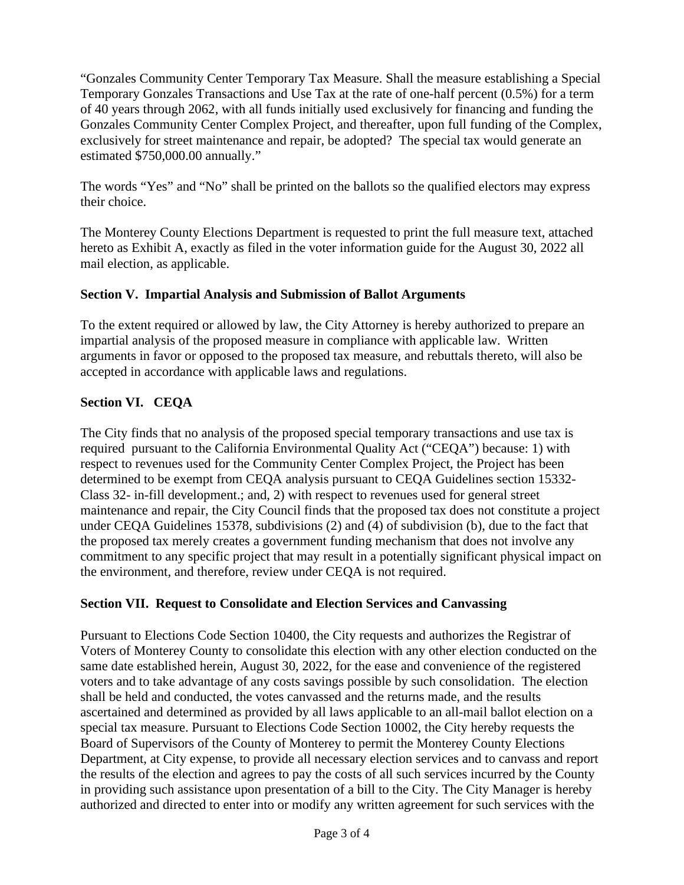"Gonzales Community Center Temporary Tax Measure. Shall the measure establishing a Special Temporary Gonzales Transactions and Use Tax at the rate of one-half percent (0.5%) for a term of 40 years through 2062, with all funds initially used exclusively for financing and funding the Gonzales Community Center Complex Project, and thereafter, upon full funding of the Complex, exclusively for street maintenance and repair, be adopted? The special tax would generate an estimated $750,000.00 annually."

The words "Yes" and "No" shall be printed on the ballots so the qualified electors may express their choice.

The Monterey County Elections Department is requested to print the full measure text, attached hereto as Exhibit A, exactly as filed in the voter information guide for the August 30, 2022 all mail election, as applicable.

**Section V. Impartial Analysis and Submission of Ballot Arguments**

To the extent required or allowed by law, the City Attorney is hereby authorized to prepare an impartial analysis of the proposed measure in compliance with applicable law. Written arguments in favor or opposed to the proposed tax measure, and rebuttals thereto, will also be accepted in accordance with applicable laws and regulations.

**Section VI. CEQA**

The City finds that no analysis of the proposed special temporary transactions and use tax is required pursuant to the California Environmental Quality Act ("CEQA") because: 1) with respect to revenues used for the Community Center Complex Project, the Project has been determined to be exempt from CEQA analysis pursuant to CEQA Guidelines section 15332- Class 32- in-fill development.; and, 2) with respect to revenues used for general street maintenance and repair, the City Council finds that the proposed tax does not constitute a project under CEQA Guidelines 15378, subdivisions (2) and (4) of subdivision (b), due to the fact that the proposed tax merely creates a government funding mechanism that does not involve any commitment to any specific project that may result in a potentially significant physical impact on the environment, and therefore, review under CEQA is not required.

**Section VII. Request to Consolidate and Election Services and Canvassing**

Pursuant to Elections Code Section 10400, the City requests and authorizes the Registrar of Voters of Monterey County to consolidate this election with any other election conducted on the same date established herein, August 30, 2022, for the ease and convenience of the registered voters and to take advantage of any costs savings possible by such consolidation. The election shall be held and conducted, the votes canvassed and the returns made, and the results ascertained and determined as provided by all laws applicable to an all-mail ballot election on a special tax measure. Pursuant to Elections Code Section 10002, the City hereby requests the Board of Supervisors of the County of Monterey to permit the Monterey County Elections Department, at City expense, to provide all necessary election services and to canvass and report the results of the election and agrees to pay the costs of all such services incurred by the County in providing such assistance upon presentation of a bill to the City. The City Manager is hereby authorized and directed to enter into or modify any written agreement for such services with the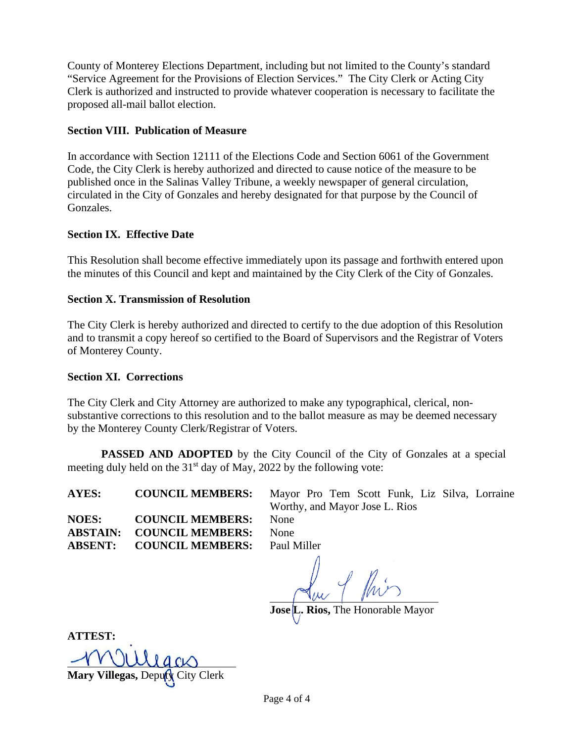County of Monterey Elections Department, including but not limited to the County's standard "Service Agreement for the Provisions of Election Services." The City Clerk or Acting City Clerk is authorized and instructed to provide whatever cooperation is necessary to facilitate the proposed all-mail ballot election.

**Section VIII. Publication of Measure**

In accordance with Section 12111 of the Elections Code and Section 6061 of the Government Code, the City Clerk is hereby authorized and directed to cause notice of the measure to be published once in the Salinas Valley Tribune, a weekly newspaper of general circulation, circulated in the City of Gonzales and hereby designated for that purpose by the Council of Gonzales.

**Section IX. Effective Date**

This Resolution shall become effective immediately upon its passage and forthwith entered upon the minutes of this Council and kept and maintained by the City Clerk of the City of Gonzales.

**Section X. Transmission of Resolution**

The City Clerk is hereby authorized and directed to certify to the due adoption of this Resolution and to transmit a copy hereof so certified to the Board of Supervisors and the Registrar of Voters of Monterey County.

**Section XI. Corrections**

The City Clerk and City Attorney are authorized to make any typographical, clerical, non-substantive corrections to this resolution and to the ballot measure as may be deemed necessary by the Monterey County Clerk/Registrar of Voters.

**PASSED AND ADOPTED** by the City Council of the City of Gonzales at a special meeting duly held on the 31st day of May, 2022 by the following vote:

| | | |
|---|---|---|
| **AYES:** | **COUNCIL MEMBERS:** | Mayor Pro Tem Scott Funk, Liz Silva, Lorraine Worthy, and Mayor Jose L. Rios |
| **NOES:** | **COUNCIL MEMBERS:** | None |
| **ABSTAIN:** | **COUNCIL MEMBERS:** | None |
| **ABSENT:** | **COUNCIL MEMBERS:** | Paul Miller |

**Jose L. Rios,** The Honorable Mayor

**ATTEST:**

**Mary Villegas,** Deputy City Clerk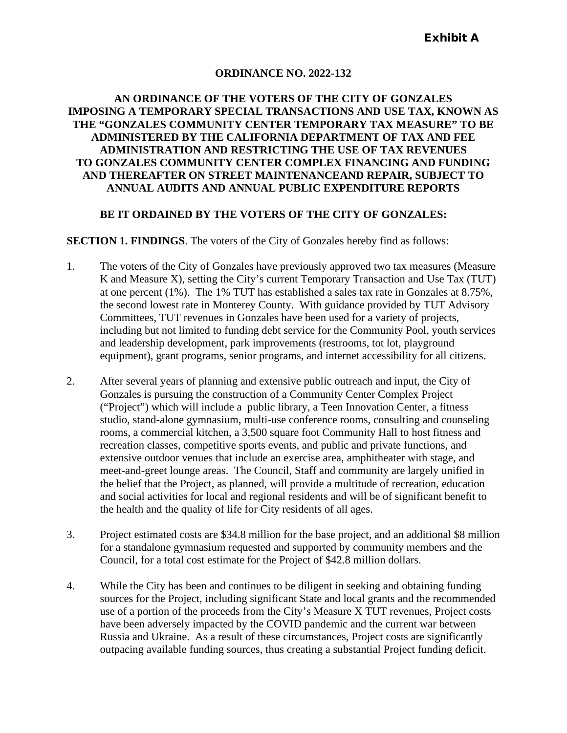**Exhibit A**

**ORDINANCE NO. 2022-132**

**AN ORDINANCE OF THE VOTERS OF THE CITY OF GONZALES IMPOSING A TEMPORARY SPECIAL TRANSACTIONS AND USE TAX, KNOWN AS THE "GONZALES COMMUNITY CENTER TEMPORARY TAX MEASURE" TO BE ADMINISTERED BY THE CALIFORNIA DEPARTMENT OF TAX AND FEE ADMINISTRATION AND RESTRICTING THE USE OF TAX REVENUES TO GONZALES COMMUNITY CENTER COMPLEX FINANCING AND FUNDING AND THEREAFTER ON STREET MAINTENANCEAND REPAIR, SUBJECT TO ANNUAL AUDITS AND ANNUAL PUBLIC EXPENDITURE REPORTS**

**BE IT ORDAINED BY THE VOTERS OF THE CITY OF GONZALES:**

**SECTION 1. FINDINGS**. The voters of the City of Gonzales hereby find as follows:

1. The voters of the City of Gonzales have previously approved two tax measures (Measure K and Measure X), setting the City's current Temporary Transaction and Use Tax (TUT) at one percent (1%). The 1% TUT has established a sales tax rate in Gonzales at 8.75%, the second lowest rate in Monterey County. With guidance provided by TUT Advisory Committees, TUT revenues in Gonzales have been used for a variety of projects, including but not limited to funding debt service for the Community Pool, youth services and leadership development, park improvements (restrooms, tot lot, playground equipment), grant programs, senior programs, and internet accessibility for all citizens.

2. After several years of planning and extensive public outreach and input, the City of Gonzales is pursuing the construction of a Community Center Complex Project ("Project") which will include a public library, a Teen Innovation Center, a fitness studio, stand-alone gymnasium, multi-use conference rooms, consulting and counseling rooms, a commercial kitchen, a 3,500 square foot Community Hall to host fitness and recreation classes, competitive sports events, and public and private functions, and extensive outdoor venues that include an exercise area, amphitheater with stage, and meet-and-greet lounge areas. The Council, Staff and community are largely unified in the belief that the Project, as planned, will provide a multitude of recreation, education and social activities for local and regional residents and will be of significant benefit to the health and the quality of life for City residents of all ages.

3. Project estimated costs are $34.8 million for the base project, and an additional $8 million for a standalone gymnasium requested and supported by community members and the Council, for a total cost estimate for the Project of $42.8 million dollars.

4. While the City has been and continues to be diligent in seeking and obtaining funding sources for the Project, including significant State and local grants and the recommended use of a portion of the proceeds from the City's Measure X TUT revenues, Project costs have been adversely impacted by the COVID pandemic and the current war between Russia and Ukraine. As a result of these circumstances, Project costs are significantly outpacing available funding sources, thus creating a substantial Project funding deficit.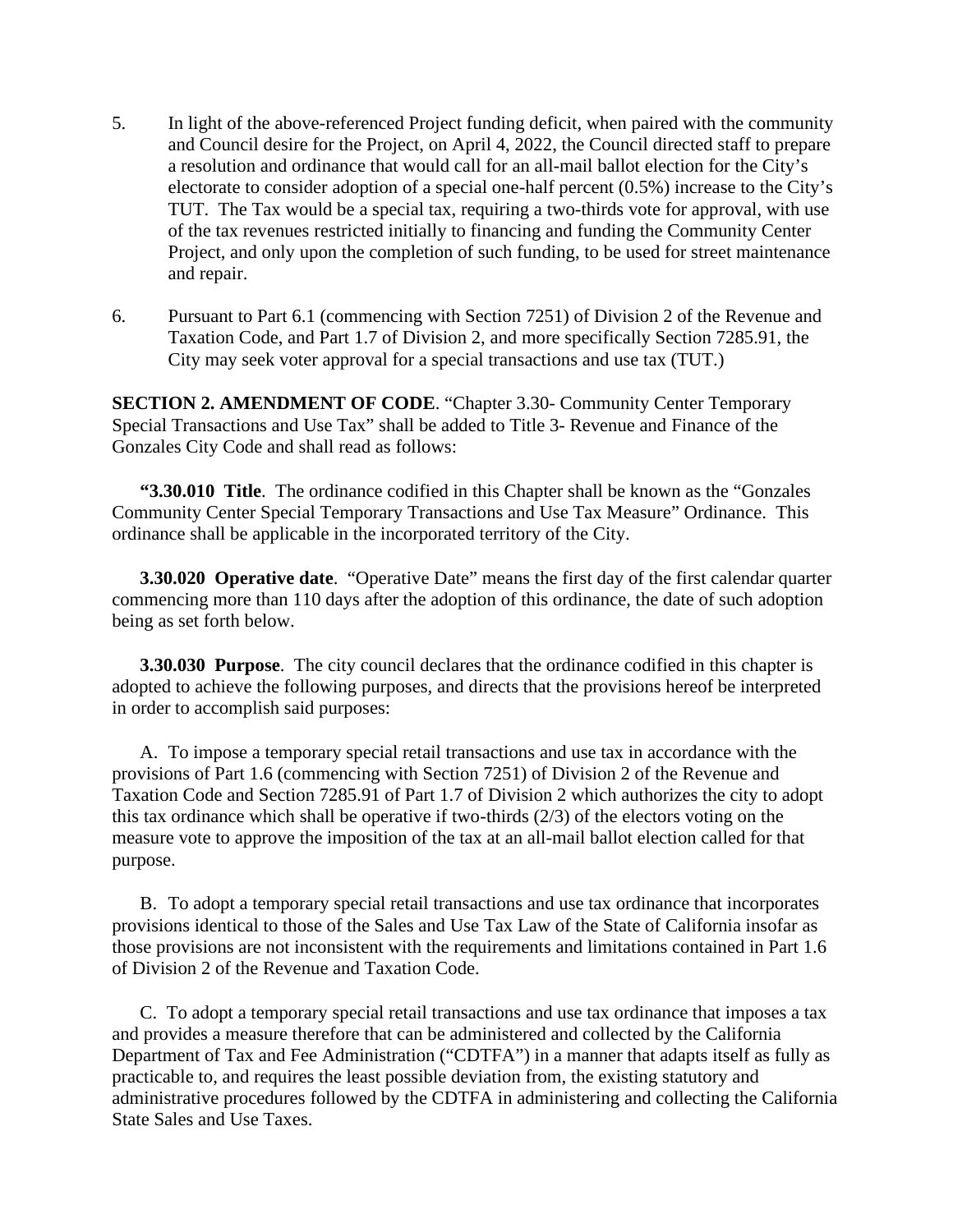5. In light of the above-referenced Project funding deficit, when paired with the community and Council desire for the Project, on April 4, 2022, the Council directed staff to prepare a resolution and ordinance that would call for an all-mail ballot election for the City's electorate to consider adoption of a special one-half percent (0.5%) increase to the City's TUT. The Tax would be a special tax, requiring a two-thirds vote for approval, with use of the tax revenues restricted initially to financing and funding the Community Center Project, and only upon the completion of such funding, to be used for street maintenance and repair.

6. Pursuant to Part 6.1 (commencing with Section 7251) of Division 2 of the Revenue and Taxation Code, and Part 1.7 of Division 2, and more specifically Section 7285.91, the City may seek voter approval for a special transactions and use tax (TUT.)

**SECTION 2. AMENDMENT OF CODE**. "Chapter 3.30- Community Center Temporary Special Transactions and Use Tax" shall be added to Title 3- Revenue and Finance of the Gonzales City Code and shall read as follows:

**"3.30.010 Title**. The ordinance codified in this Chapter shall be known as the "Gonzales Community Center Special Temporary Transactions and Use Tax Measure" Ordinance. This ordinance shall be applicable in the incorporated territory of the City.

**3.30.020 Operative date**. "Operative Date" means the first day of the first calendar quarter commencing more than 110 days after the adoption of this ordinance, the date of such adoption being as set forth below.

**3.30.030 Purpose**. The city council declares that the ordinance codified in this chapter is adopted to achieve the following purposes, and directs that the provisions hereof be interpreted in order to accomplish said purposes:

A. To impose a temporary special retail transactions and use tax in accordance with the provisions of Part 1.6 (commencing with Section 7251) of Division 2 of the Revenue and Taxation Code and Section 7285.91 of Part 1.7 of Division 2 which authorizes the city to adopt this tax ordinance which shall be operative if two-thirds (2/3) of the electors voting on the measure vote to approve the imposition of the tax at an all-mail ballot election called for that purpose.

B. To adopt a temporary special retail transactions and use tax ordinance that incorporates provisions identical to those of the Sales and Use Tax Law of the State of California insofar as those provisions are not inconsistent with the requirements and limitations contained in Part 1.6 of Division 2 of the Revenue and Taxation Code.

C. To adopt a temporary special retail transactions and use tax ordinance that imposes a tax and provides a measure therefore that can be administered and collected by the California Department of Tax and Fee Administration ("CDTFA") in a manner that adapts itself as fully as practicable to, and requires the least possible deviation from, the existing statutory and administrative procedures followed by the CDTFA in administering and collecting the California State Sales and Use Taxes.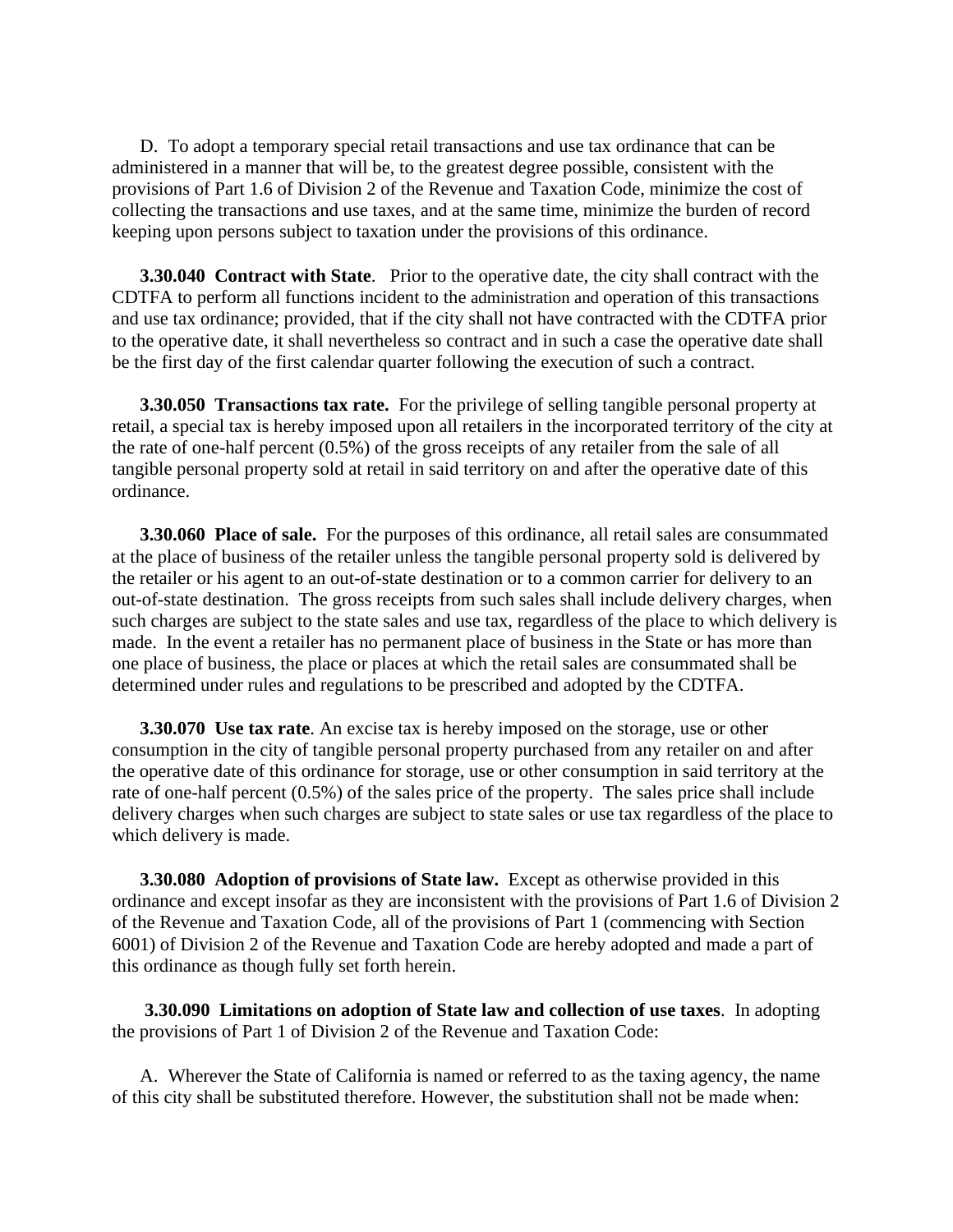D. To adopt a temporary special retail transactions and use tax ordinance that can be administered in a manner that will be, to the greatest degree possible, consistent with the provisions of Part 1.6 of Division 2 of the Revenue and Taxation Code, minimize the cost of collecting the transactions and use taxes, and at the same time, minimize the burden of record keeping upon persons subject to taxation under the provisions of this ordinance.

**3.30.040 Contract with State**. Prior to the operative date, the city shall contract with the CDTFA to perform all functions incident to the administration and operation of this transactions and use tax ordinance; provided, that if the city shall not have contracted with the CDTFA prior to the operative date, it shall nevertheless so contract and in such a case the operative date shall be the first day of the first calendar quarter following the execution of such a contract.

**3.30.050 Transactions tax rate.** For the privilege of selling tangible personal property at retail, a special tax is hereby imposed upon all retailers in the incorporated territory of the city at the rate of one-half percent (0.5%) of the gross receipts of any retailer from the sale of all tangible personal property sold at retail in said territory on and after the operative date of this ordinance.

**3.30.060 Place of sale.** For the purposes of this ordinance, all retail sales are consummated at the place of business of the retailer unless the tangible personal property sold is delivered by the retailer or his agent to an out-of-state destination or to a common carrier for delivery to an out-of-state destination. The gross receipts from such sales shall include delivery charges, when such charges are subject to the state sales and use tax, regardless of the place to which delivery is made. In the event a retailer has no permanent place of business in the State or has more than one place of business, the place or places at which the retail sales are consummated shall be determined under rules and regulations to be prescribed and adopted by the CDTFA.

**3.30.070 Use tax rate**. An excise tax is hereby imposed on the storage, use or other consumption in the city of tangible personal property purchased from any retailer on and after the operative date of this ordinance for storage, use or other consumption in said territory at the rate of one-half percent (0.5%) of the sales price of the property. The sales price shall include delivery charges when such charges are subject to state sales or use tax regardless of the place to which delivery is made.

**3.30.080 Adoption of provisions of State law.** Except as otherwise provided in this ordinance and except insofar as they are inconsistent with the provisions of Part 1.6 of Division 2 of the Revenue and Taxation Code, all of the provisions of Part 1 (commencing with Section 6001) of Division 2 of the Revenue and Taxation Code are hereby adopted and made a part of this ordinance as though fully set forth herein.

**3.30.090 Limitations on adoption of State law and collection of use taxes**. In adopting the provisions of Part 1 of Division 2 of the Revenue and Taxation Code:

A. Wherever the State of California is named or referred to as the taxing agency, the name of this city shall be substituted therefore. However, the substitution shall not be made when: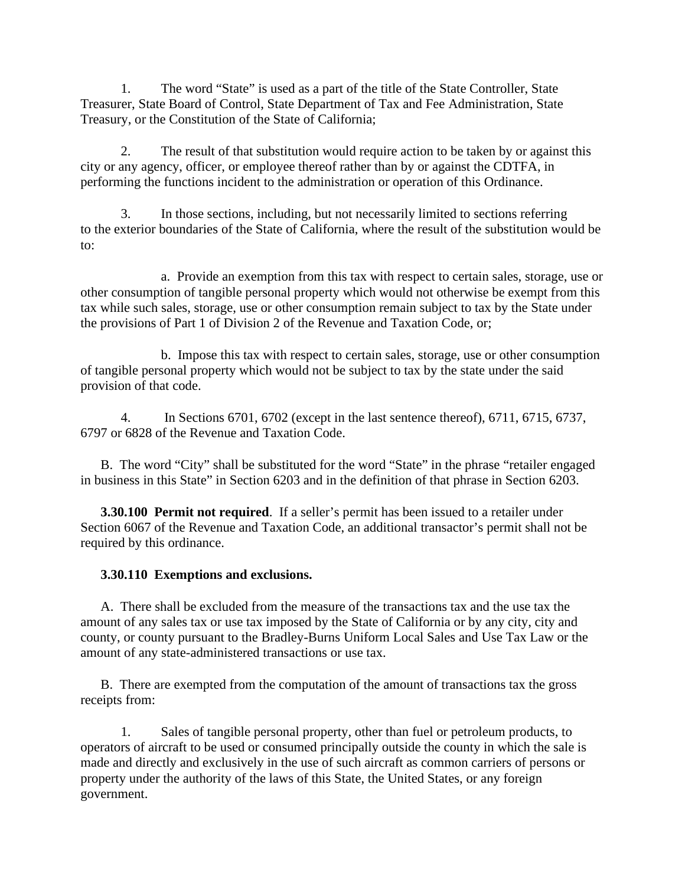1. The word "State" is used as a part of the title of the State Controller, State Treasurer, State Board of Control, State Department of Tax and Fee Administration, State Treasury, or the Constitution of the State of California;

2. The result of that substitution would require action to be taken by or against this city or any agency, officer, or employee thereof rather than by or against the CDTFA, in performing the functions incident to the administration or operation of this Ordinance.

3. In those sections, including, but not necessarily limited to sections referring to the exterior boundaries of the State of California, where the result of the substitution would be to:

   a. Provide an exemption from this tax with respect to certain sales, storage, use or other consumption of tangible personal property which would not otherwise be exempt from this tax while such sales, storage, use or other consumption remain subject to tax by the State under the provisions of Part 1 of Division 2 of the Revenue and Taxation Code, or;

   b. Impose this tax with respect to certain sales, storage, use or other consumption of tangible personal property which would not be subject to tax by the state under the said provision of that code.

4. In Sections 6701, 6702 (except in the last sentence thereof), 6711, 6715, 6737, 6797 or 6828 of the Revenue and Taxation Code.

B. The word "City" shall be substituted for the word "State" in the phrase "retailer engaged in business in this State" in Section 6203 and in the definition of that phrase in Section 6203.

**3.30.100 Permit not required**. If a seller's permit has been issued to a retailer under Section 6067 of the Revenue and Taxation Code, an additional transactor's permit shall not be required by this ordinance.

**3.30.110 Exemptions and exclusions.**

A. There shall be excluded from the measure of the transactions tax and the use tax the amount of any sales tax or use tax imposed by the State of California or by any city, city and county, or county pursuant to the Bradley-Burns Uniform Local Sales and Use Tax Law or the amount of any state-administered transactions or use tax.

B. There are exempted from the computation of the amount of transactions tax the gross receipts from:

1. Sales of tangible personal property, other than fuel or petroleum products, to operators of aircraft to be used or consumed principally outside the county in which the sale is made and directly and exclusively in the use of such aircraft as common carriers of persons or property under the authority of the laws of this State, the United States, or any foreign government.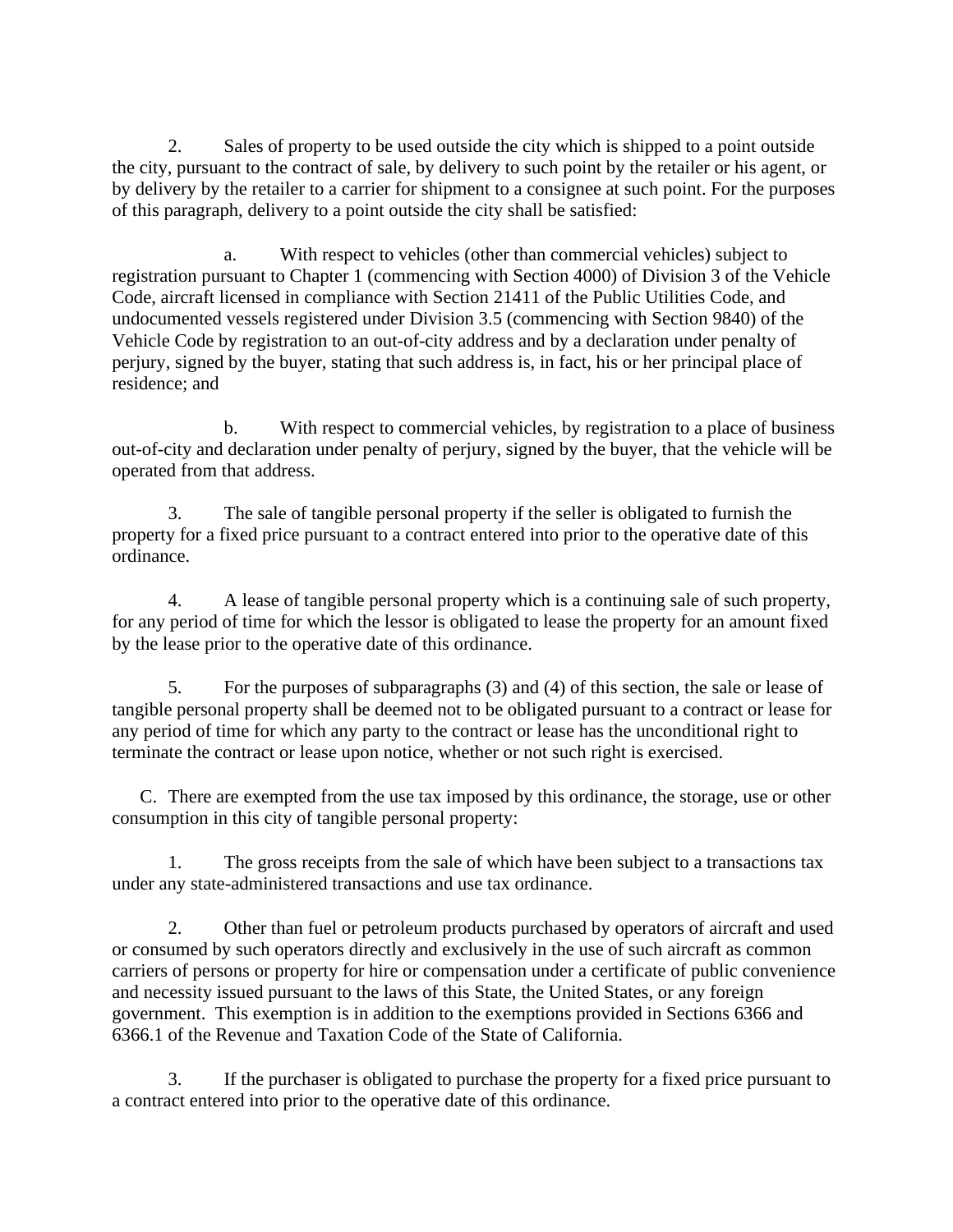2. Sales of property to be used outside the city which is shipped to a point outside the city, pursuant to the contract of sale, by delivery to such point by the retailer or his agent, or by delivery by the retailer to a carrier for shipment to a consignee at such point. For the purposes of this paragraph, delivery to a point outside the city shall be satisfied:

a. With respect to vehicles (other than commercial vehicles) subject to registration pursuant to Chapter 1 (commencing with Section 4000) of Division 3 of the Vehicle Code, aircraft licensed in compliance with Section 21411 of the Public Utilities Code, and undocumented vessels registered under Division 3.5 (commencing with Section 9840) of the Vehicle Code by registration to an out-of-city address and by a declaration under penalty of perjury, signed by the buyer, stating that such address is, in fact, his or her principal place of residence; and

b. With respect to commercial vehicles, by registration to a place of business out-of-city and declaration under penalty of perjury, signed by the buyer, that the vehicle will be operated from that address.

3. The sale of tangible personal property if the seller is obligated to furnish the property for a fixed price pursuant to a contract entered into prior to the operative date of this ordinance.

4. A lease of tangible personal property which is a continuing sale of such property, for any period of time for which the lessor is obligated to lease the property for an amount fixed by the lease prior to the operative date of this ordinance.

5. For the purposes of subparagraphs (3) and (4) of this section, the sale or lease of tangible personal property shall be deemed not to be obligated pursuant to a contract or lease for any period of time for which any party to the contract or lease has the unconditional right to terminate the contract or lease upon notice, whether or not such right is exercised.

C. There are exempted from the use tax imposed by this ordinance, the storage, use or other consumption in this city of tangible personal property:

1. The gross receipts from the sale of which have been subject to a transactions tax under any state-administered transactions and use tax ordinance.

2. Other than fuel or petroleum products purchased by operators of aircraft and used or consumed by such operators directly and exclusively in the use of such aircraft as common carriers of persons or property for hire or compensation under a certificate of public convenience and necessity issued pursuant to the laws of this State, the United States, or any foreign government. This exemption is in addition to the exemptions provided in Sections 6366 and 6366.1 of the Revenue and Taxation Code of the State of California.

3. If the purchaser is obligated to purchase the property for a fixed price pursuant to a contract entered into prior to the operative date of this ordinance.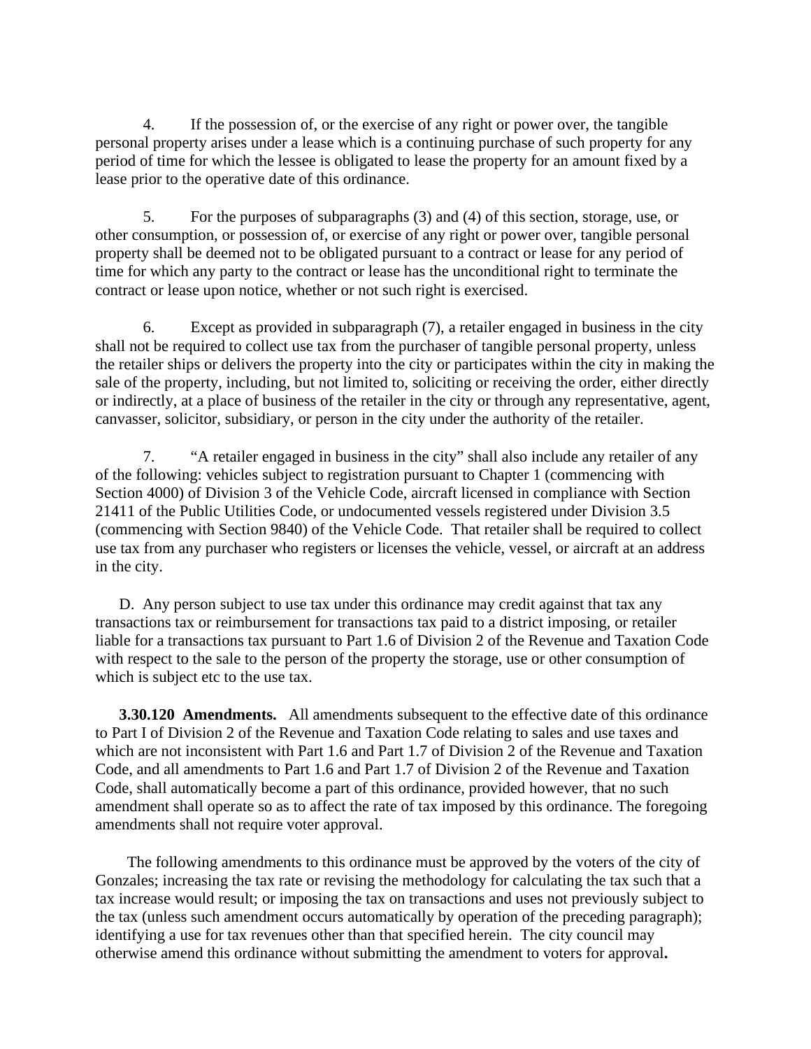4. If the possession of, or the exercise of any right or power over, the tangible personal property arises under a lease which is a continuing purchase of such property for any period of time for which the lessee is obligated to lease the property for an amount fixed by a lease prior to the operative date of this ordinance.

5. For the purposes of subparagraphs (3) and (4) of this section, storage, use, or other consumption, or possession of, or exercise of any right or power over, tangible personal property shall be deemed not to be obligated pursuant to a contract or lease for any period of time for which any party to the contract or lease has the unconditional right to terminate the contract or lease upon notice, whether or not such right is exercised.

6. Except as provided in subparagraph (7), a retailer engaged in business in the city shall not be required to collect use tax from the purchaser of tangible personal property, unless the retailer ships or delivers the property into the city or participates within the city in making the sale of the property, including, but not limited to, soliciting or receiving the order, either directly or indirectly, at a place of business of the retailer in the city or through any representative, agent, canvasser, solicitor, subsidiary, or person in the city under the authority of the retailer.

7. "A retailer engaged in business in the city" shall also include any retailer of any of the following: vehicles subject to registration pursuant to Chapter 1 (commencing with Section 4000) of Division 3 of the Vehicle Code, aircraft licensed in compliance with Section 21411 of the Public Utilities Code, or undocumented vessels registered under Division 3.5 (commencing with Section 9840) of the Vehicle Code. That retailer shall be required to collect use tax from any purchaser who registers or licenses the vehicle, vessel, or aircraft at an address in the city.

D. Any person subject to use tax under this ordinance may credit against that tax any transactions tax or reimbursement for transactions tax paid to a district imposing, or retailer liable for a transactions tax pursuant to Part 1.6 of Division 2 of the Revenue and Taxation Code with respect to the sale to the person of the property the storage, use or other consumption of which is subject etc to the use tax.

**3.30.120 Amendments.** All amendments subsequent to the effective date of this ordinance to Part I of Division 2 of the Revenue and Taxation Code relating to sales and use taxes and which are not inconsistent with Part 1.6 and Part 1.7 of Division 2 of the Revenue and Taxation Code, and all amendments to Part 1.6 and Part 1.7 of Division 2 of the Revenue and Taxation Code, shall automatically become a part of this ordinance, provided however, that no such amendment shall operate so as to affect the rate of tax imposed by this ordinance. The foregoing amendments shall not require voter approval.

The following amendments to this ordinance must be approved by the voters of the city of Gonzales; increasing the tax rate or revising the methodology for calculating the tax such that a tax increase would result; or imposing the tax on transactions and uses not previously subject to the tax (unless such amendment occurs automatically by operation of the preceding paragraph); identifying a use for tax revenues other than that specified herein. The city council may otherwise amend this ordinance without submitting the amendment to voters for approval.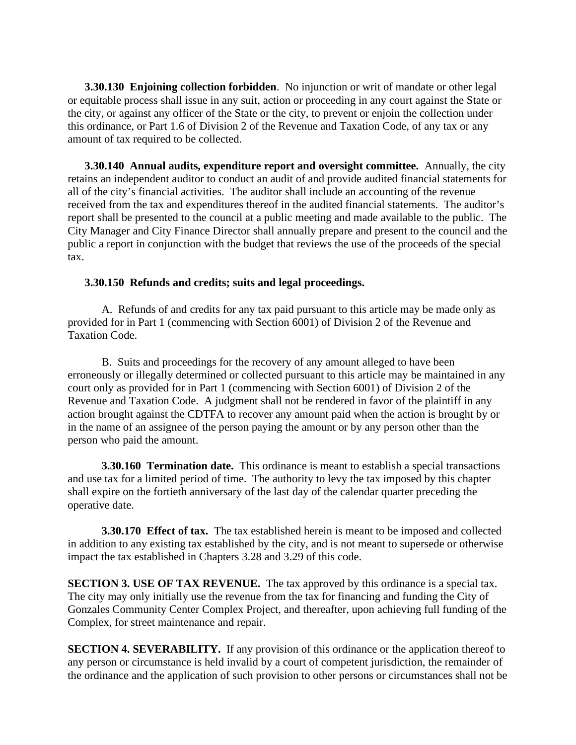**3.30.130 Enjoining collection forbidden**. No injunction or writ of mandate or other legal or equitable process shall issue in any suit, action or proceeding in any court against the State or the city, or against any officer of the State or the city, to prevent or enjoin the collection under this ordinance, or Part 1.6 of Division 2 of the Revenue and Taxation Code, of any tax or any amount of tax required to be collected.

**3.30.140 Annual audits, expenditure report and oversight committee.** Annually, the city retains an independent auditor to conduct an audit of and provide audited financial statements for all of the city's financial activities. The auditor shall include an accounting of the revenue received from the tax and expenditures thereof in the audited financial statements. The auditor's report shall be presented to the council at a public meeting and made available to the public. The City Manager and City Finance Director shall annually prepare and present to the council and the public a report in conjunction with the budget that reviews the use of the proceeds of the special tax.

**3.30.150 Refunds and credits; suits and legal proceedings.**

A. Refunds of and credits for any tax paid pursuant to this article may be made only as provided for in Part 1 (commencing with Section 6001) of Division 2 of the Revenue and Taxation Code.

B. Suits and proceedings for the recovery of any amount alleged to have been erroneously or illegally determined or collected pursuant to this article may be maintained in any court only as provided for in Part 1 (commencing with Section 6001) of Division 2 of the Revenue and Taxation Code. A judgment shall not be rendered in favor of the plaintiff in any action brought against the CDTFA to recover any amount paid when the action is brought by or in the name of an assignee of the person paying the amount or by any person other than the person who paid the amount.

**3.30.160 Termination date.** This ordinance is meant to establish a special transactions and use tax for a limited period of time. The authority to levy the tax imposed by this chapter shall expire on the fortieth anniversary of the last day of the calendar quarter preceding the operative date.

**3.30.170 Effect of tax.** The tax established herein is meant to be imposed and collected in addition to any existing tax established by the city, and is not meant to supersede or otherwise impact the tax established in Chapters 3.28 and 3.29 of this code.

**SECTION 3. USE OF TAX REVENUE.** The tax approved by this ordinance is a special tax. The city may only initially use the revenue from the tax for financing and funding the City of Gonzales Community Center Complex Project, and thereafter, upon achieving full funding of the Complex, for street maintenance and repair.

**SECTION 4. SEVERABILITY.** If any provision of this ordinance or the application thereof to any person or circumstance is held invalid by a court of competent jurisdiction, the remainder of the ordinance and the application of such provision to other persons or circumstances shall not be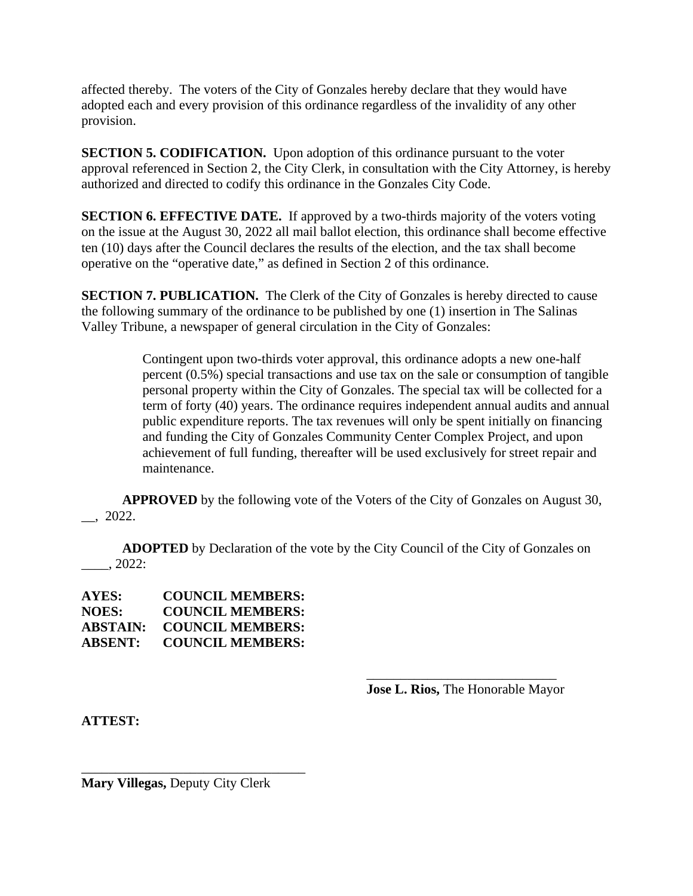affected thereby. The voters of the City of Gonzales hereby declare that they would have adopted each and every provision of this ordinance regardless of the invalidity of any other provision.

**SECTION 5. CODIFICATION.** Upon adoption of this ordinance pursuant to the voter approval referenced in Section 2, the City Clerk, in consultation with the City Attorney, is hereby authorized and directed to codify this ordinance in the Gonzales City Code.

**SECTION 6. EFFECTIVE DATE.** If approved by a two-thirds majority of the voters voting on the issue at the August 30, 2022 all mail ballot election, this ordinance shall become effective ten (10) days after the Council declares the results of the election, and the tax shall become operative on the "operative date," as defined in Section 2 of this ordinance.

**SECTION 7. PUBLICATION.** The Clerk of the City of Gonzales is hereby directed to cause the following summary of the ordinance to be published by one (1) insertion in The Salinas Valley Tribune, a newspaper of general circulation in the City of Gonzales:

> Contingent upon two-thirds voter approval, this ordinance adopts a new one-half percent (0.5%) special transactions and use tax on the sale or consumption of tangible personal property within the City of Gonzales. The special tax will be collected for a term of forty (40) years. The ordinance requires independent annual audits and annual public expenditure reports. The tax revenues will only be spent initially on financing and funding the City of Gonzales Community Center Complex Project, and upon achievement of full funding, thereafter will be used exclusively for street repair and maintenance.

**APPROVED** by the following vote of the Voters of the City of Gonzales on August 30, __, 2022.

**ADOPTED** by Declaration of the vote by the City Council of the City of Gonzales on ____, 2022:

**AYES: COUNCIL MEMBERS:**
**NOES: COUNCIL MEMBERS:**
**ABSTAIN: COUNCIL MEMBERS:**
**ABSENT: COUNCIL MEMBERS:**

____________________________
**Jose L. Rios,** The Honorable Mayor

**ATTEST:**

________________________________
**Mary Villegas,** Deputy City Clerk